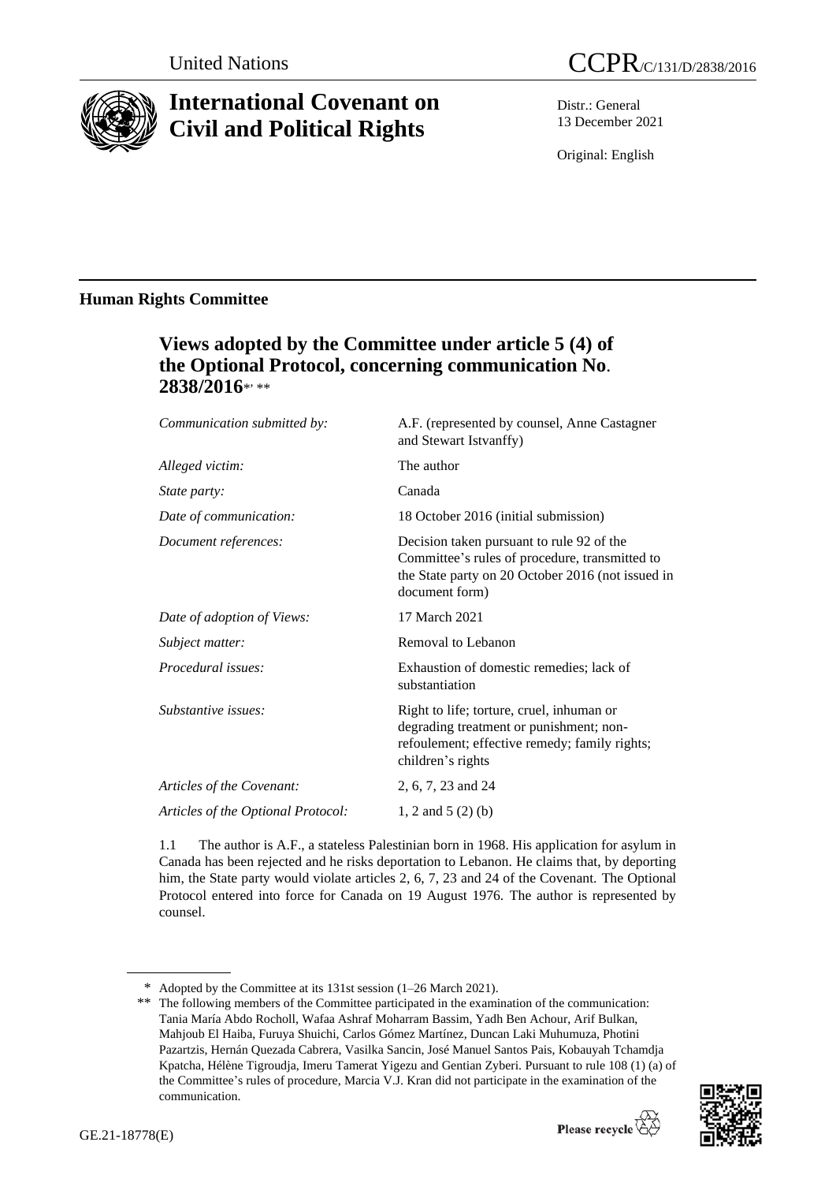United Nations

CCPR/C/131/D/2838/2016

# International Covenant on Civil and Political Rights

Distr.: General
13 December 2021

Original: English

## Human Rights Committee

### Views adopted by the Committee under article 5 (4) of the Optional Protocol, concerning communication No. 2838/2016*, **

| | |
|---|---|
| *Communication submitted by:* | A.F. (represented by counsel, Anne Castagner and Stewart Istvanffy) |
| *Alleged victim:* | The author |
| *State party:* | Canada |
| *Date of communication:* | 18 October 2016 (initial submission) |
| *Document references:* | Decision taken pursuant to rule 92 of the Committee's rules of procedure, transmitted to the State party on 20 October 2016 (not issued in document form) |
| *Date of adoption of Views:* | 17 March 2021 |
| *Subject matter:* | Removal to Lebanon |
| *Procedural issues:* | Exhaustion of domestic remedies; lack of substantiation |
| *Substantive issues:* | Right to life; torture, cruel, inhuman or degrading treatment or punishment; non-refoulement; effective remedy; family rights; children's rights |
| *Articles of the Covenant:* | 2, 6, 7, 23 and 24 |
| *Articles of the Optional Protocol:* | 1, 2 and 5 (2) (b) |

1.1 The author is A.F., a stateless Palestinian born in 1968. His application for asylum in Canada has been rejected and he risks deportation to Lebanon. He claims that, by deporting him, the State party would violate articles 2, 6, 7, 23 and 24 of the Covenant. The Optional Protocol entered into force for Canada on 19 August 1976. The author is represented by counsel.

---

\* Adopted by the Committee at its 131st session (1–26 March 2021).

\*\* The following members of the Committee participated in the examination of the communication: Tania María Abdo Rocholl, Wafaa Ashraf Moharram Bassim, Yadh Ben Achour, Arif Bulkan, Mahjoub El Haiba, Furuya Shuichi, Carlos Gómez Martínez, Duncan Laki Muhumuza, Photini Pazartzis, Hernán Quezada Cabrera, Vasilka Sancin, José Manuel Santos Pais, Kobauyah Tchamdja Kpatcha, Hélène Tigroudja, Imeru Tamerat Yigezu and Gentian Zyberi. Pursuant to rule 108 (1) (a) of the Committee's rules of procedure, Marcia V.J. Kran did not participate in the examination of the communication.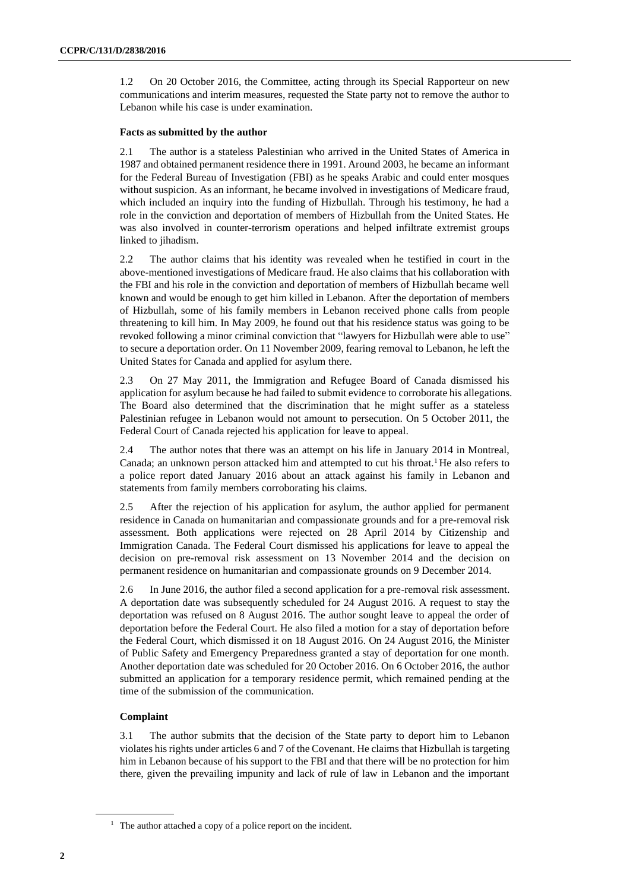1.2 On 20 October 2016, the Committee, acting through its Special Rapporteur on new communications and interim measures, requested the State party not to remove the author to Lebanon while his case is under examination.

### Facts as submitted by the author

2.1 The author is a stateless Palestinian who arrived in the United States of America in 1987 and obtained permanent residence there in 1991. Around 2003, he became an informant for the Federal Bureau of Investigation (FBI) as he speaks Arabic and could enter mosques without suspicion. As an informant, he became involved in investigations of Medicare fraud, which included an inquiry into the funding of Hizbullah. Through his testimony, he had a role in the conviction and deportation of members of Hizbullah from the United States. He was also involved in counter-terrorism operations and helped infiltrate extremist groups linked to jihadism.

2.2 The author claims that his identity was revealed when he testified in court in the above-mentioned investigations of Medicare fraud. He also claims that his collaboration with the FBI and his role in the conviction and deportation of members of Hizbullah became well known and would be enough to get him killed in Lebanon. After the deportation of members of Hizbullah, some of his family members in Lebanon received phone calls from people threatening to kill him. In May 2009, he found out that his residence status was going to be revoked following a minor criminal conviction that "lawyers for Hizbullah were able to use" to secure a deportation order. On 11 November 2009, fearing removal to Lebanon, he left the United States for Canada and applied for asylum there.

2.3 On 27 May 2011, the Immigration and Refugee Board of Canada dismissed his application for asylum because he had failed to submit evidence to corroborate his allegations. The Board also determined that the discrimination that he might suffer as a stateless Palestinian refugee in Lebanon would not amount to persecution. On 5 October 2011, the Federal Court of Canada rejected his application for leave to appeal.

2.4 The author notes that there was an attempt on his life in January 2014 in Montreal, Canada; an unknown person attacked him and attempted to cut his throat.[1] He also refers to a police report dated January 2016 about an attack against his family in Lebanon and statements from family members corroborating his claims.

2.5 After the rejection of his application for asylum, the author applied for permanent residence in Canada on humanitarian and compassionate grounds and for a pre-removal risk assessment. Both applications were rejected on 28 April 2014 by Citizenship and Immigration Canada. The Federal Court dismissed his applications for leave to appeal the decision on pre-removal risk assessment on 13 November 2014 and the decision on permanent residence on humanitarian and compassionate grounds on 9 December 2014.

2.6 In June 2016, the author filed a second application for a pre-removal risk assessment. A deportation date was subsequently scheduled for 24 August 2016. A request to stay the deportation was refused on 8 August 2016. The author sought leave to appeal the order of deportation before the Federal Court. He also filed a motion for a stay of deportation before the Federal Court, which dismissed it on 18 August 2016. On 24 August 2016, the Minister of Public Safety and Emergency Preparedness granted a stay of deportation for one month. Another deportation date was scheduled for 20 October 2016. On 6 October 2016, the author submitted an application for a temporary residence permit, which remained pending at the time of the submission of the communication.

### Complaint

3.1 The author submits that the decision of the State party to deport him to Lebanon violates his rights under articles 6 and 7 of the Covenant. He claims that Hizbullah is targeting him in Lebanon because of his support to the FBI and that there will be no protection for him there, given the prevailing impunity and lack of rule of law in Lebanon and the important

[1] The author attached a copy of a police report on the incident.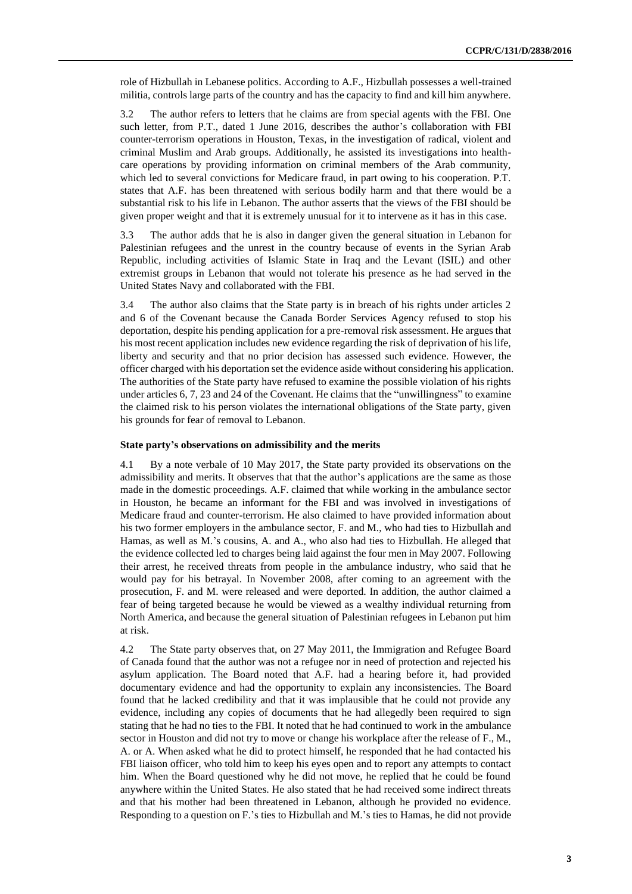role of Hizbullah in Lebanese politics. According to A.F., Hizbullah possesses a well-trained militia, controls large parts of the country and has the capacity to find and kill him anywhere.

3.2 The author refers to letters that he claims are from special agents with the FBI. One such letter, from P.T., dated 1 June 2016, describes the author's collaboration with FBI counter-terrorism operations in Houston, Texas, in the investigation of radical, violent and criminal Muslim and Arab groups. Additionally, he assisted its investigations into health-care operations by providing information on criminal members of the Arab community, which led to several convictions for Medicare fraud, in part owing to his cooperation. P.T. states that A.F. has been threatened with serious bodily harm and that there would be a substantial risk to his life in Lebanon. The author asserts that the views of the FBI should be given proper weight and that it is extremely unusual for it to intervene as it has in this case.

3.3 The author adds that he is also in danger given the general situation in Lebanon for Palestinian refugees and the unrest in the country because of events in the Syrian Arab Republic, including activities of Islamic State in Iraq and the Levant (ISIL) and other extremist groups in Lebanon that would not tolerate his presence as he had served in the United States Navy and collaborated with the FBI.

3.4 The author also claims that the State party is in breach of his rights under articles 2 and 6 of the Covenant because the Canada Border Services Agency refused to stop his deportation, despite his pending application for a pre-removal risk assessment. He argues that his most recent application includes new evidence regarding the risk of deprivation of his life, liberty and security and that no prior decision has assessed such evidence. However, the officer charged with his deportation set the evidence aside without considering his application. The authorities of the State party have refused to examine the possible violation of his rights under articles 6, 7, 23 and 24 of the Covenant. He claims that the "unwillingness" to examine the claimed risk to his person violates the international obligations of the State party, given his grounds for fear of removal to Lebanon.

### State party's observations on admissibility and the merits

4.1 By a note verbale of 10 May 2017, the State party provided its observations on the admissibility and merits. It observes that that the author's applications are the same as those made in the domestic proceedings. A.F. claimed that while working in the ambulance sector in Houston, he became an informant for the FBI and was involved in investigations of Medicare fraud and counter-terrorism. He also claimed to have provided information about his two former employers in the ambulance sector, F. and M., who had ties to Hizbullah and Hamas, as well as M.'s cousins, A. and A., who also had ties to Hizbullah. He alleged that the evidence collected led to charges being laid against the four men in May 2007. Following their arrest, he received threats from people in the ambulance industry, who said that he would pay for his betrayal. In November 2008, after coming to an agreement with the prosecution, F. and M. were released and were deported. In addition, the author claimed a fear of being targeted because he would be viewed as a wealthy individual returning from North America, and because the general situation of Palestinian refugees in Lebanon put him at risk.

4.2 The State party observes that, on 27 May 2011, the Immigration and Refugee Board of Canada found that the author was not a refugee nor in need of protection and rejected his asylum application. The Board noted that A.F. had a hearing before it, had provided documentary evidence and had the opportunity to explain any inconsistencies. The Board found that he lacked credibility and that it was implausible that he could not provide any evidence, including any copies of documents that he had allegedly been required to sign stating that he had no ties to the FBI. It noted that he had continued to work in the ambulance sector in Houston and did not try to move or change his workplace after the release of F., M., A. or A. When asked what he did to protect himself, he responded that he had contacted his FBI liaison officer, who told him to keep his eyes open and to report any attempts to contact him. When the Board questioned why he did not move, he replied that he could be found anywhere within the United States. He also stated that he had received some indirect threats and that his mother had been threatened in Lebanon, although he provided no evidence. Responding to a question on F.'s ties to Hizbullah and M.'s ties to Hamas, he did not provide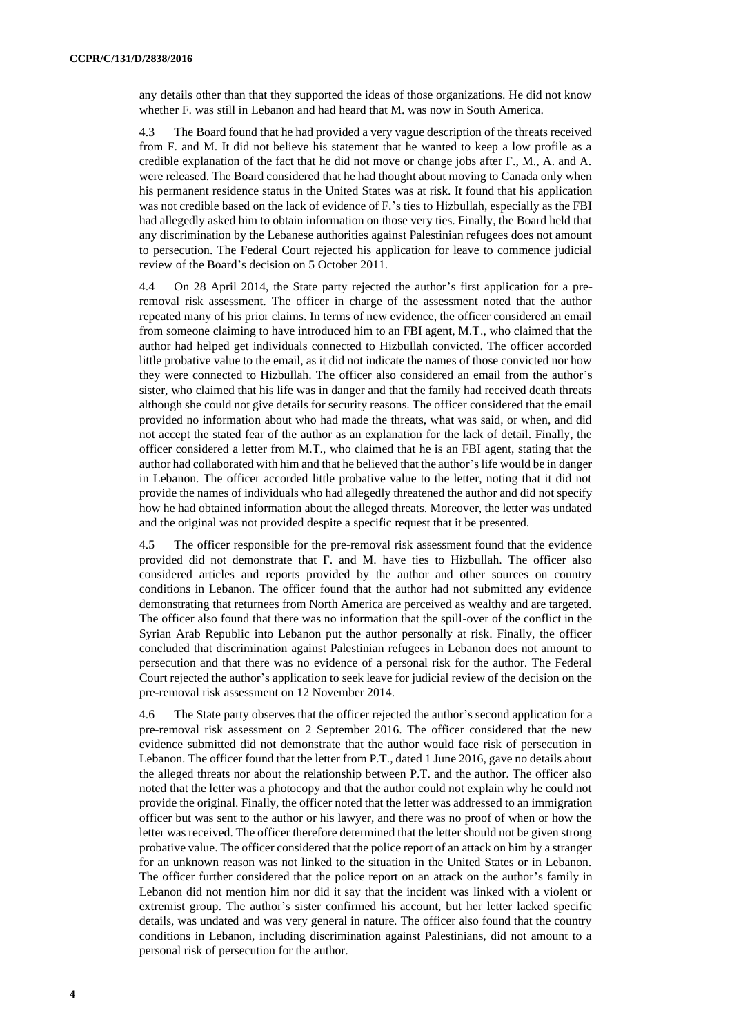any details other than that they supported the ideas of those organizations. He did not know whether F. was still in Lebanon and had heard that M. was now in South America.

4.3 The Board found that he had provided a very vague description of the threats received from F. and M. It did not believe his statement that he wanted to keep a low profile as a credible explanation of the fact that he did not move or change jobs after F., M., A. and A. were released. The Board considered that he had thought about moving to Canada only when his permanent residence status in the United States was at risk. It found that his application was not credible based on the lack of evidence of F.'s ties to Hizbullah, especially as the FBI had allegedly asked him to obtain information on those very ties. Finally, the Board held that any discrimination by the Lebanese authorities against Palestinian refugees does not amount to persecution. The Federal Court rejected his application for leave to commence judicial review of the Board's decision on 5 October 2011.

4.4 On 28 April 2014, the State party rejected the author's first application for a pre-removal risk assessment. The officer in charge of the assessment noted that the author repeated many of his prior claims. In terms of new evidence, the officer considered an email from someone claiming to have introduced him to an FBI agent, M.T., who claimed that the author had helped get individuals connected to Hizbullah convicted. The officer accorded little probative value to the email, as it did not indicate the names of those convicted nor how they were connected to Hizbullah. The officer also considered an email from the author's sister, who claimed that his life was in danger and that the family had received death threats although she could not give details for security reasons. The officer considered that the email provided no information about who had made the threats, what was said, or when, and did not accept the stated fear of the author as an explanation for the lack of detail. Finally, the officer considered a letter from M.T., who claimed that he is an FBI agent, stating that the author had collaborated with him and that he believed that the author's life would be in danger in Lebanon. The officer accorded little probative value to the letter, noting that it did not provide the names of individuals who had allegedly threatened the author and did not specify how he had obtained information about the alleged threats. Moreover, the letter was undated and the original was not provided despite a specific request that it be presented.

4.5 The officer responsible for the pre-removal risk assessment found that the evidence provided did not demonstrate that F. and M. have ties to Hizbullah. The officer also considered articles and reports provided by the author and other sources on country conditions in Lebanon. The officer found that the author had not submitted any evidence demonstrating that returnees from North America are perceived as wealthy and are targeted. The officer also found that there was no information that the spill-over of the conflict in the Syrian Arab Republic into Lebanon put the author personally at risk. Finally, the officer concluded that discrimination against Palestinian refugees in Lebanon does not amount to persecution and that there was no evidence of a personal risk for the author. The Federal Court rejected the author's application to seek leave for judicial review of the decision on the pre-removal risk assessment on 12 November 2014.

4.6 The State party observes that the officer rejected the author's second application for a pre-removal risk assessment on 2 September 2016. The officer considered that the new evidence submitted did not demonstrate that the author would face risk of persecution in Lebanon. The officer found that the letter from P.T., dated 1 June 2016, gave no details about the alleged threats nor about the relationship between P.T. and the author. The officer also noted that the letter was a photocopy and that the author could not explain why he could not provide the original. Finally, the officer noted that the letter was addressed to an immigration officer but was sent to the author or his lawyer, and there was no proof of when or how the letter was received. The officer therefore determined that the letter should not be given strong probative value. The officer considered that the police report of an attack on him by a stranger for an unknown reason was not linked to the situation in the United States or in Lebanon. The officer further considered that the police report on an attack on the author's family in Lebanon did not mention him nor did it say that the incident was linked with a violent or extremist group. The author's sister confirmed his account, but her letter lacked specific details, was undated and was very general in nature. The officer also found that the country conditions in Lebanon, including discrimination against Palestinians, did not amount to a personal risk of persecution for the author.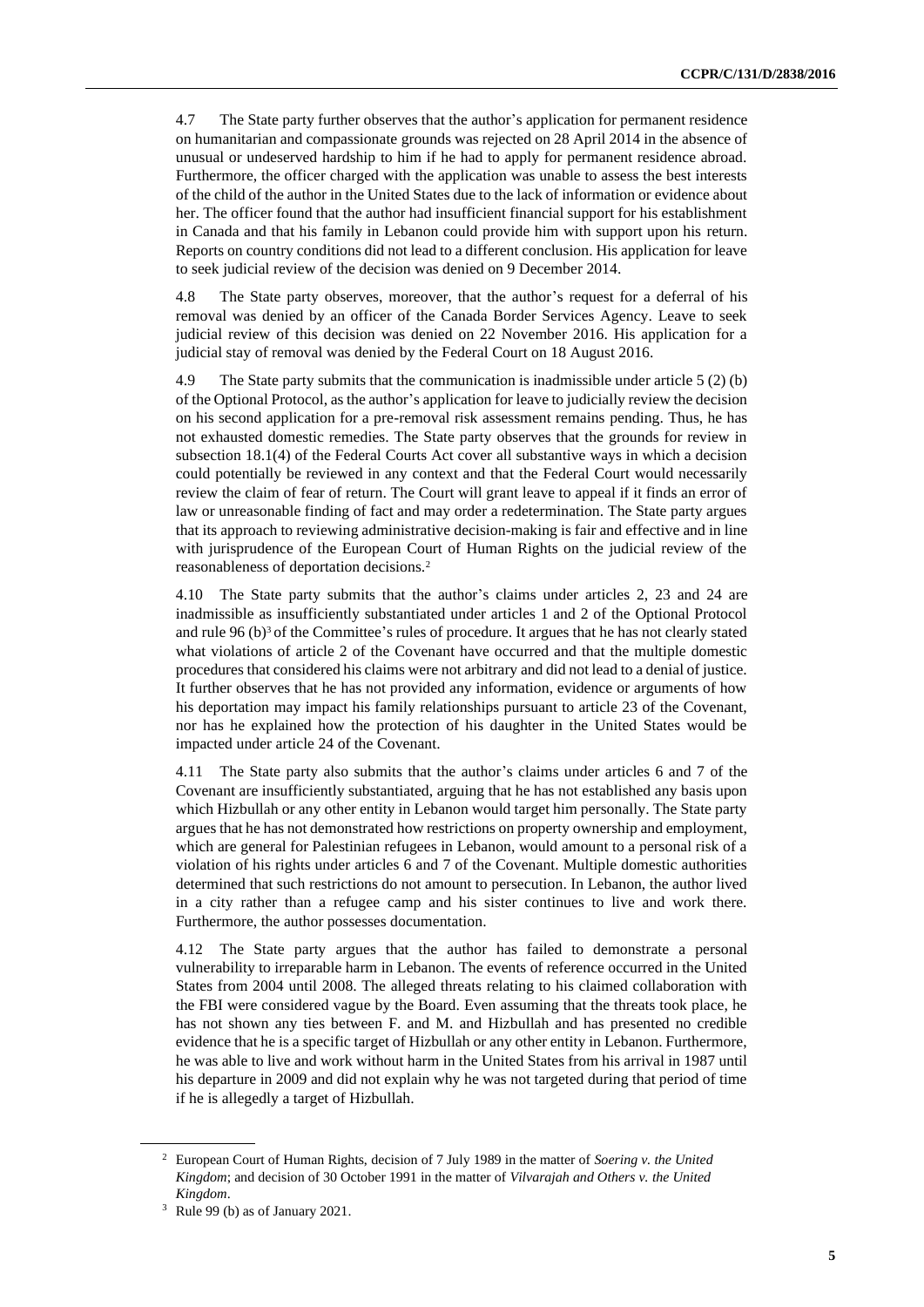4.7 The State party further observes that the author's application for permanent residence on humanitarian and compassionate grounds was rejected on 28 April 2014 in the absence of unusual or undeserved hardship to him if he had to apply for permanent residence abroad. Furthermore, the officer charged with the application was unable to assess the best interests of the child of the author in the United States due to the lack of information or evidence about her. The officer found that the author had insufficient financial support for his establishment in Canada and that his family in Lebanon could provide him with support upon his return. Reports on country conditions did not lead to a different conclusion. His application for leave to seek judicial review of the decision was denied on 9 December 2014.

4.8 The State party observes, moreover, that the author's request for a deferral of his removal was denied by an officer of the Canada Border Services Agency. Leave to seek judicial review of this decision was denied on 22 November 2016. His application for a judicial stay of removal was denied by the Federal Court on 18 August 2016.

4.9 The State party submits that the communication is inadmissible under article 5 (2) (b) of the Optional Protocol, as the author's application for leave to judicially review the decision on his second application for a pre-removal risk assessment remains pending. Thus, he has not exhausted domestic remedies. The State party observes that the grounds for review in subsection 18.1(4) of the Federal Courts Act cover all substantive ways in which a decision could potentially be reviewed in any context and that the Federal Court would necessarily review the claim of fear of return. The Court will grant leave to appeal if it finds an error of law or unreasonable finding of fact and may order a redetermination. The State party argues that its approach to reviewing administrative decision-making is fair and effective and in line with jurisprudence of the European Court of Human Rights on the judicial review of the reasonableness of deportation decisions.[2]

4.10 The State party submits that the author's claims under articles 2, 23 and 24 are inadmissible as insufficiently substantiated under articles 1 and 2 of the Optional Protocol and rule 96 (b)[3] of the Committee's rules of procedure. It argues that he has not clearly stated what violations of article 2 of the Covenant have occurred and that the multiple domestic procedures that considered his claims were not arbitrary and did not lead to a denial of justice. It further observes that he has not provided any information, evidence or arguments of how his deportation may impact his family relationships pursuant to article 23 of the Covenant, nor has he explained how the protection of his daughter in the United States would be impacted under article 24 of the Covenant.

4.11 The State party also submits that the author's claims under articles 6 and 7 of the Covenant are insufficiently substantiated, arguing that he has not established any basis upon which Hizbullah or any other entity in Lebanon would target him personally. The State party argues that he has not demonstrated how restrictions on property ownership and employment, which are general for Palestinian refugees in Lebanon, would amount to a personal risk of a violation of his rights under articles 6 and 7 of the Covenant. Multiple domestic authorities determined that such restrictions do not amount to persecution. In Lebanon, the author lived in a city rather than a refugee camp and his sister continues to live and work there. Furthermore, the author possesses documentation.

4.12 The State party argues that the author has failed to demonstrate a personal vulnerability to irreparable harm in Lebanon. The events of reference occurred in the United States from 2004 until 2008. The alleged threats relating to his claimed collaboration with the FBI were considered vague by the Board. Even assuming that the threats took place, he has not shown any ties between F. and M. and Hizbullah and has presented no credible evidence that he is a specific target of Hizbullah or any other entity in Lebanon. Furthermore, he was able to live and work without harm in the United States from his arrival in 1987 until his departure in 2009 and did not explain why he was not targeted during that period of time if he is allegedly a target of Hizbullah.

---

[2] European Court of Human Rights, decision of 7 July 1989 in the matter of *Soering v. the United Kingdom*; and decision of 30 October 1991 in the matter of *Vilvarajah and Others v. the United Kingdom*.

[3] Rule 99 (b) as of January 2021.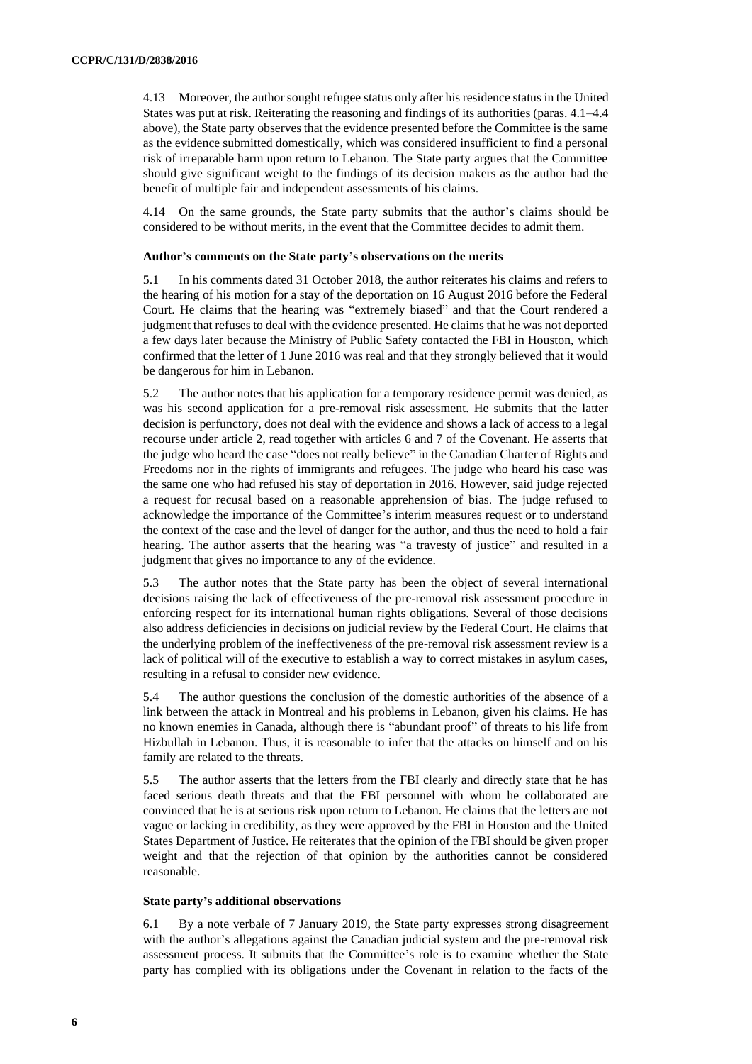4.13 Moreover, the author sought refugee status only after his residence status in the United States was put at risk. Reiterating the reasoning and findings of its authorities (paras. 4.1–4.4 above), the State party observes that the evidence presented before the Committee is the same as the evidence submitted domestically, which was considered insufficient to find a personal risk of irreparable harm upon return to Lebanon. The State party argues that the Committee should give significant weight to the findings of its decision makers as the author had the benefit of multiple fair and independent assessments of his claims.

4.14 On the same grounds, the State party submits that the author's claims should be considered to be without merits, in the event that the Committee decides to admit them.

#### Author's comments on the State party's observations on the merits

5.1 In his comments dated 31 October 2018, the author reiterates his claims and refers to the hearing of his motion for a stay of the deportation on 16 August 2016 before the Federal Court. He claims that the hearing was "extremely biased" and that the Court rendered a judgment that refuses to deal with the evidence presented. He claims that he was not deported a few days later because the Ministry of Public Safety contacted the FBI in Houston, which confirmed that the letter of 1 June 2016 was real and that they strongly believed that it would be dangerous for him in Lebanon.

5.2 The author notes that his application for a temporary residence permit was denied, as was his second application for a pre-removal risk assessment. He submits that the latter decision is perfunctory, does not deal with the evidence and shows a lack of access to a legal recourse under article 2, read together with articles 6 and 7 of the Covenant. He asserts that the judge who heard the case "does not really believe" in the Canadian Charter of Rights and Freedoms nor in the rights of immigrants and refugees. The judge who heard his case was the same one who had refused his stay of deportation in 2016. However, said judge rejected a request for recusal based on a reasonable apprehension of bias. The judge refused to acknowledge the importance of the Committee's interim measures request or to understand the context of the case and the level of danger for the author, and thus the need to hold a fair hearing. The author asserts that the hearing was "a travesty of justice" and resulted in a judgment that gives no importance to any of the evidence.

5.3 The author notes that the State party has been the object of several international decisions raising the lack of effectiveness of the pre-removal risk assessment procedure in enforcing respect for its international human rights obligations. Several of those decisions also address deficiencies in decisions on judicial review by the Federal Court. He claims that the underlying problem of the ineffectiveness of the pre-removal risk assessment review is a lack of political will of the executive to establish a way to correct mistakes in asylum cases, resulting in a refusal to consider new evidence.

5.4 The author questions the conclusion of the domestic authorities of the absence of a link between the attack in Montreal and his problems in Lebanon, given his claims. He has no known enemies in Canada, although there is "abundant proof" of threats to his life from Hizbullah in Lebanon. Thus, it is reasonable to infer that the attacks on himself and on his family are related to the threats.

5.5 The author asserts that the letters from the FBI clearly and directly state that he has faced serious death threats and that the FBI personnel with whom he collaborated are convinced that he is at serious risk upon return to Lebanon. He claims that the letters are not vague or lacking in credibility, as they were approved by the FBI in Houston and the United States Department of Justice. He reiterates that the opinion of the FBI should be given proper weight and that the rejection of that opinion by the authorities cannot be considered reasonable.

#### State party's additional observations

6.1 By a note verbale of 7 January 2019, the State party expresses strong disagreement with the author's allegations against the Canadian judicial system and the pre-removal risk assessment process. It submits that the Committee's role is to examine whether the State party has complied with its obligations under the Covenant in relation to the facts of the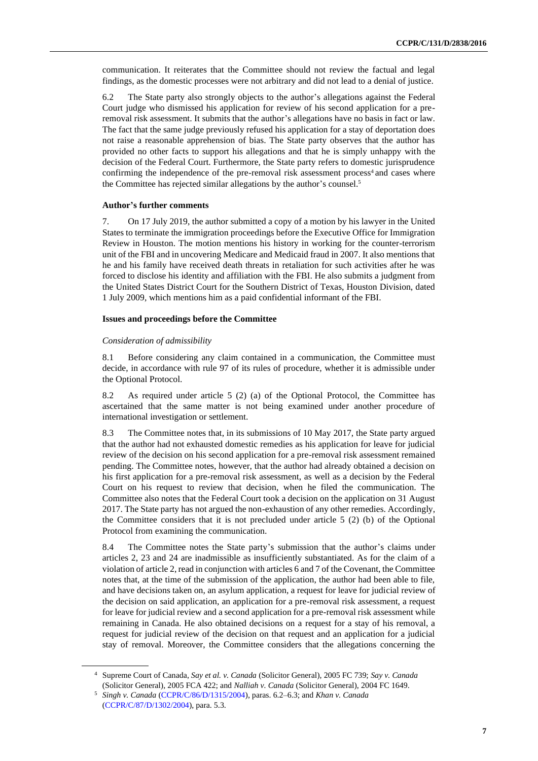communication. It reiterates that the Committee should not review the factual and legal findings, as the domestic processes were not arbitrary and did not lead to a denial of justice.

6.2 The State party also strongly objects to the author's allegations against the Federal Court judge who dismissed his application for review of his second application for a pre-removal risk assessment. It submits that the author's allegations have no basis in fact or law. The fact that the same judge previously refused his application for a stay of deportation does not raise a reasonable apprehension of bias. The State party observes that the author has provided no other facts to support his allegations and that he is simply unhappy with the decision of the Federal Court. Furthermore, the State party refers to domestic jurisprudence confirming the independence of the pre-removal risk assessment process[4] and cases where the Committee has rejected similar allegations by the author's counsel.[5]

### Author's further comments

7. On 17 July 2019, the author submitted a copy of a motion by his lawyer in the United States to terminate the immigration proceedings before the Executive Office for Immigration Review in Houston. The motion mentions his history in working for the counter-terrorism unit of the FBI and in uncovering Medicare and Medicaid fraud in 2007. It also mentions that he and his family have received death threats in retaliation for such activities after he was forced to disclose his identity and affiliation with the FBI. He also submits a judgment from the United States District Court for the Southern District of Texas, Houston Division, dated 1 July 2009, which mentions him as a paid confidential informant of the FBI.

### Issues and proceedings before the Committee

*Consideration of admissibility*

8.1 Before considering any claim contained in a communication, the Committee must decide, in accordance with rule 97 of its rules of procedure, whether it is admissible under the Optional Protocol.

8.2 As required under article 5 (2) (a) of the Optional Protocol, the Committee has ascertained that the same matter is not being examined under another procedure of international investigation or settlement.

8.3 The Committee notes that, in its submissions of 10 May 2017, the State party argued that the author had not exhausted domestic remedies as his application for leave for judicial review of the decision on his second application for a pre-removal risk assessment remained pending. The Committee notes, however, that the author had already obtained a decision on his first application for a pre-removal risk assessment, as well as a decision by the Federal Court on his request to review that decision, when he filed the communication. The Committee also notes that the Federal Court took a decision on the application on 31 August 2017. The State party has not argued the non-exhaustion of any other remedies. Accordingly, the Committee considers that it is not precluded under article 5 (2) (b) of the Optional Protocol from examining the communication.

8.4 The Committee notes the State party's submission that the author's claims under articles 2, 23 and 24 are inadmissible as insufficiently substantiated. As for the claim of a violation of article 2, read in conjunction with articles 6 and 7 of the Covenant, the Committee notes that, at the time of the submission of the application, the author had been able to file, and have decisions taken on, an asylum application, a request for leave for judicial review of the decision on said application, an application for a pre-removal risk assessment, a request for leave for judicial review and a second application for a pre-removal risk assessment while remaining in Canada. He also obtained decisions on a request for a stay of his removal, a request for judicial review of the decision on that request and an application for a judicial stay of removal. Moreover, the Committee considers that the allegations concerning the

---

[4] Supreme Court of Canada, *Say et al. v. Canada* (Solicitor General), 2005 FC 739; *Say v. Canada* (Solicitor General), 2005 FCA 422; and *Nalliah v. Canada* (Solicitor General), 2004 FC 1649.

[5] *Singh v. Canada* (CCPR/C/86/D/1315/2004), paras. 6.2–6.3; and *Khan v. Canada* (CCPR/C/87/D/1302/2004), para. 5.3.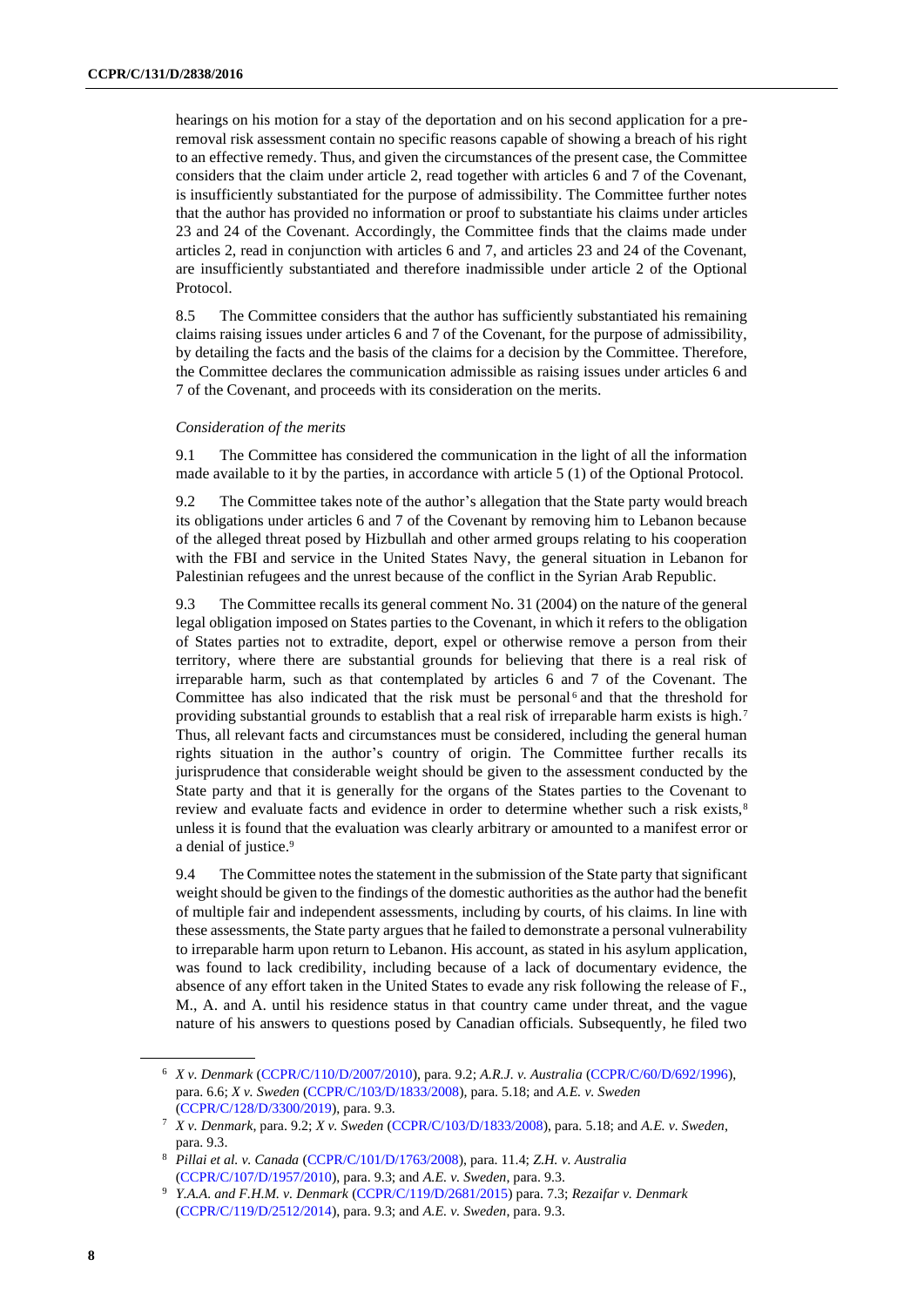hearings on his motion for a stay of the deportation and on his second application for a pre-removal risk assessment contain no specific reasons capable of showing a breach of his right to an effective remedy. Thus, and given the circumstances of the present case, the Committee considers that the claim under article 2, read together with articles 6 and 7 of the Covenant, is insufficiently substantiated for the purpose of admissibility. The Committee further notes that the author has provided no information or proof to substantiate his claims under articles 23 and 24 of the Covenant. Accordingly, the Committee finds that the claims made under articles 2, read in conjunction with articles 6 and 7, and articles 23 and 24 of the Covenant, are insufficiently substantiated and therefore inadmissible under article 2 of the Optional Protocol.

8.5 The Committee considers that the author has sufficiently substantiated his remaining claims raising issues under articles 6 and 7 of the Covenant, for the purpose of admissibility, by detailing the facts and the basis of the claims for a decision by the Committee. Therefore, the Committee declares the communication admissible as raising issues under articles 6 and 7 of the Covenant, and proceeds with its consideration on the merits.

*Consideration of the merits*

9.1 The Committee has considered the communication in the light of all the information made available to it by the parties, in accordance with article 5 (1) of the Optional Protocol.

9.2 The Committee takes note of the author's allegation that the State party would breach its obligations under articles 6 and 7 of the Covenant by removing him to Lebanon because of the alleged threat posed by Hizbullah and other armed groups relating to his cooperation with the FBI and service in the United States Navy, the general situation in Lebanon for Palestinian refugees and the unrest because of the conflict in the Syrian Arab Republic.

9.3 The Committee recalls its general comment No. 31 (2004) on the nature of the general legal obligation imposed on States parties to the Covenant, in which it refers to the obligation of States parties not to extradite, deport, expel or otherwise remove a person from their territory, where there are substantial grounds for believing that there is a real risk of irreparable harm, such as that contemplated by articles 6 and 7 of the Covenant. The Committee has also indicated that the risk must be personal[6] and that the threshold for providing substantial grounds to establish that a real risk of irreparable harm exists is high.[7] Thus, all relevant facts and circumstances must be considered, including the general human rights situation in the author's country of origin. The Committee further recalls its jurisprudence that considerable weight should be given to the assessment conducted by the State party and that it is generally for the organs of the States parties to the Covenant to review and evaluate facts and evidence in order to determine whether such a risk exists,[8] unless it is found that the evaluation was clearly arbitrary or amounted to a manifest error or a denial of justice.[9]

9.4 The Committee notes the statement in the submission of the State party that significant weight should be given to the findings of the domestic authorities as the author had the benefit of multiple fair and independent assessments, including by courts, of his claims. In line with these assessments, the State party argues that he failed to demonstrate a personal vulnerability to irreparable harm upon return to Lebanon. His account, as stated in his asylum application, was found to lack credibility, including because of a lack of documentary evidence, the absence of any effort taken in the United States to evade any risk following the release of F., M., A. and A. until his residence status in that country came under threat, and the vague nature of his answers to questions posed by Canadian officials. Subsequently, he filed two

---

[6] *X v. Denmark* (CCPR/C/110/D/2007/2010), para. 9.2; *A.R.J. v. Australia* (CCPR/C/60/D/692/1996), para. 6.6; *X v. Sweden* (CCPR/C/103/D/1833/2008), para. 5.18; and *A.E. v. Sweden* (CCPR/C/128/D/3300/2019), para. 9.3.

[7] *X v. Denmark*, para. 9.2; *X v. Sweden* (CCPR/C/103/D/1833/2008), para. 5.18; and *A.E. v. Sweden*, para. 9.3.

[8] *Pillai et al. v. Canada* (CCPR/C/101/D/1763/2008), para. 11.4; *Z.H. v. Australia* (CCPR/C/107/D/1957/2010), para. 9.3; and *A.E. v. Sweden*, para. 9.3.

[9] *Y.A.A. and F.H.M. v. Denmark* (CCPR/C/119/D/2681/2015) para. 7.3; *Rezaifar v. Denmark* (CCPR/C/119/D/2512/2014), para. 9.3; and *A.E. v. Sweden*, para. 9.3.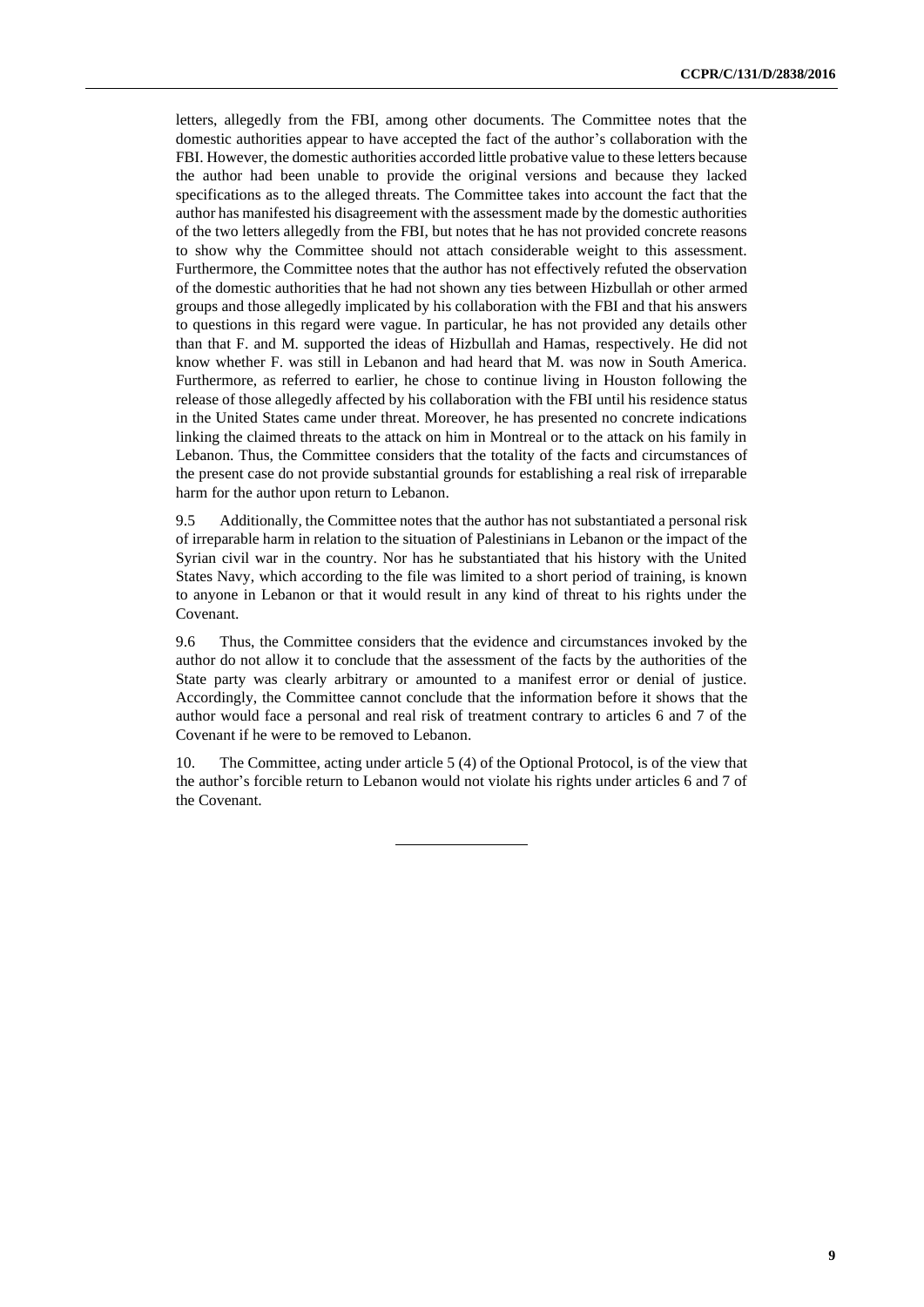letters, allegedly from the FBI, among other documents. The Committee notes that the domestic authorities appear to have accepted the fact of the author's collaboration with the FBI. However, the domestic authorities accorded little probative value to these letters because the author had been unable to provide the original versions and because they lacked specifications as to the alleged threats. The Committee takes into account the fact that the author has manifested his disagreement with the assessment made by the domestic authorities of the two letters allegedly from the FBI, but notes that he has not provided concrete reasons to show why the Committee should not attach considerable weight to this assessment. Furthermore, the Committee notes that the author has not effectively refuted the observation of the domestic authorities that he had not shown any ties between Hizbullah or other armed groups and those allegedly implicated by his collaboration with the FBI and that his answers to questions in this regard were vague. In particular, he has not provided any details other than that F. and M. supported the ideas of Hizbullah and Hamas, respectively. He did not know whether F. was still in Lebanon and had heard that M. was now in South America. Furthermore, as referred to earlier, he chose to continue living in Houston following the release of those allegedly affected by his collaboration with the FBI until his residence status in the United States came under threat. Moreover, he has presented no concrete indications linking the claimed threats to the attack on him in Montreal or to the attack on his family in Lebanon. Thus, the Committee considers that the totality of the facts and circumstances of the present case do not provide substantial grounds for establishing a real risk of irreparable harm for the author upon return to Lebanon.

9.5 Additionally, the Committee notes that the author has not substantiated a personal risk of irreparable harm in relation to the situation of Palestinians in Lebanon or the impact of the Syrian civil war in the country. Nor has he substantiated that his history with the United States Navy, which according to the file was limited to a short period of training, is known to anyone in Lebanon or that it would result in any kind of threat to his rights under the Covenant.

9.6 Thus, the Committee considers that the evidence and circumstances invoked by the author do not allow it to conclude that the assessment of the facts by the authorities of the State party was clearly arbitrary or amounted to a manifest error or denial of justice. Accordingly, the Committee cannot conclude that the information before it shows that the author would face a personal and real risk of treatment contrary to articles 6 and 7 of the Covenant if he were to be removed to Lebanon.

10. The Committee, acting under article 5 (4) of the Optional Protocol, is of the view that the author's forcible return to Lebanon would not violate his rights under articles 6 and 7 of the Covenant.